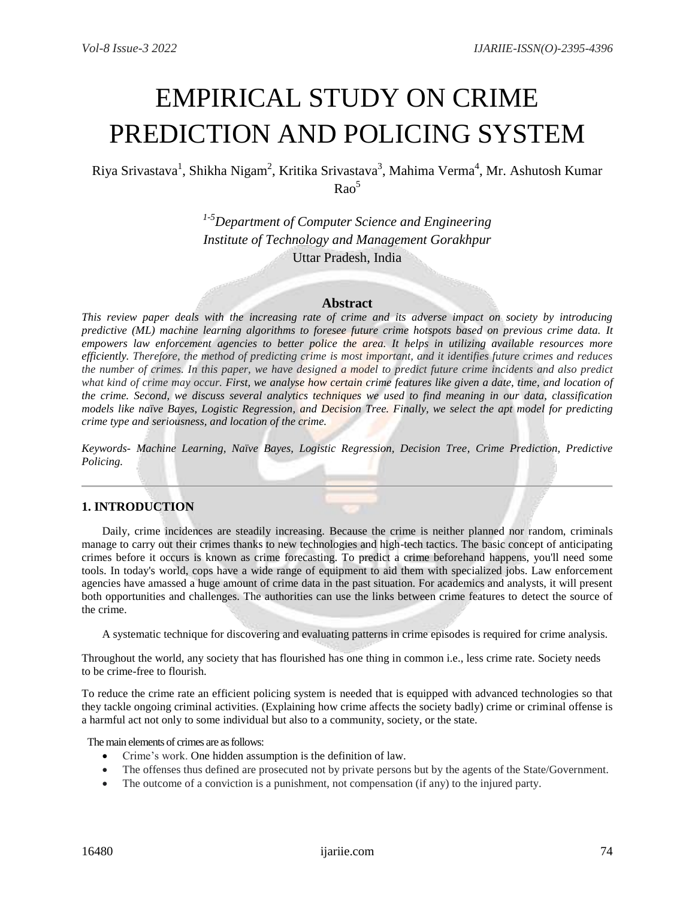# EMPIRICAL STUDY ON CRIME PREDICTION AND POLICING SYSTEM

Riya Srivastava[1], Shikha Nigam[2], Kritika Srivastava[3], Mahima Verma[4], Mr. Ashutosh Kumar Rao[5]

*[1-5]Department of Computer Science and Engineering*
*Institute of Technology and Management Gorakhpur*
Uttar Pradesh, India

## Abstract

*This review paper deals with the increasing rate of crime and its adverse impact on society by introducing predictive (ML) machine learning algorithms to foresee future crime hotspots based on previous crime data. It empowers law enforcement agencies to better police the area. It helps in utilizing available resources more efficiently. Therefore, the method of predicting crime is most important, and it identifies future crimes and reduces the number of crimes. In this paper, we have designed a model to predict future crime incidents and also predict what kind of crime may occur. First, we analyse how certain crime features like given a date, time, and location of the crime. Second, we discuss several analytics techniques we used to find meaning in our data, classification models like naïve Bayes, Logistic Regression, and Decision Tree. Finally, we select the apt model for predicting crime type and seriousness, and location of the crime.*

*Keywords- Machine Learning, Naïve Bayes, Logistic Regression, Decision Tree, Crime Prediction, Predictive Policing.*

---

## 1. INTRODUCTION

Daily, crime incidences are steadily increasing. Because the crime is neither planned nor random, criminals manage to carry out their crimes thanks to new technologies and high-tech tactics. The basic concept of anticipating crimes before it occurs is known as crime forecasting. To predict a crime beforehand happens, you'll need some tools. In today's world, cops have a wide range of equipment to aid them with specialized jobs. Law enforcement agencies have amassed a huge amount of crime data in the past situation. For academics and analysts, it will present both opportunities and challenges. The authorities can use the links between crime features to detect the source of the crime.

A systematic technique for discovering and evaluating patterns in crime episodes is required for crime analysis.

Throughout the world, any society that has flourished has one thing in common i.e., less crime rate. Society needs to be crime-free to flourish.

To reduce the crime rate an efficient policing system is needed that is equipped with advanced technologies so that they tackle ongoing criminal activities. (Explaining how crime affects the society badly) crime or criminal offense is a harmful act not only to some individual but also to a community, society, or the state.

The main elements of crimes are as follows:

- Crime's work. One hidden assumption is the definition of law.
- The offenses thus defined are prosecuted not by private persons but by the agents of the State/Government.
- The outcome of a conviction is a punishment, not compensation (if any) to the injured party.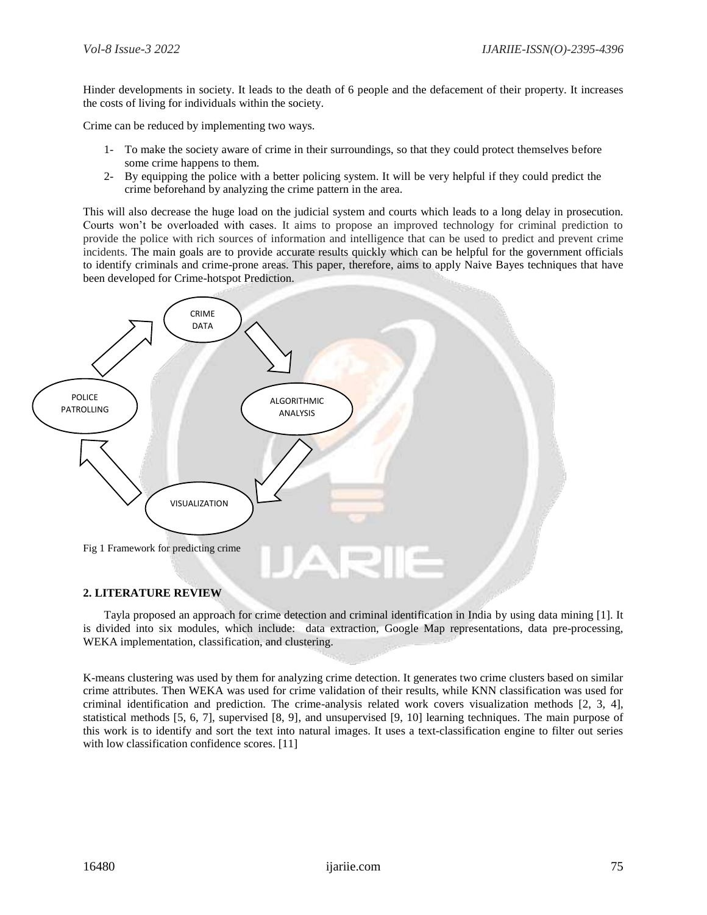Hinder developments in society. It leads to the death of 6 people and the defacement of their property. It increases the costs of living for individuals within the society.

Crime can be reduced by implementing two ways.

1- To make the society aware of crime in their surroundings, so that they could protect themselves before some crime happens to them.
2- By equipping the police with a better policing system. It will be very helpful if they could predict the crime beforehand by analyzing the crime pattern in the area.

This will also decrease the huge load on the judicial system and courts which leads to a long delay in prosecution. Courts won't be overloaded with cases. It aims to propose an improved technology for criminal prediction to provide the police with rich sources of information and intelligence that can be used to predict and prevent crime incidents. The main goals are to provide accurate results quickly which can be helpful for the government officials to identify criminals and crime-prone areas. This paper, therefore, aims to apply Naive Bayes techniques that have been developed for Crime-hotspot Prediction.

CRIME DATA → ALGORITHMIC ANALYSIS → VISUALIZATION → POLICE PATROLLING → CRIME DATA

Fig 1 Framework for predicting crime

## 2. LITERATURE REVIEW

Tayla proposed an approach for crime detection and criminal identification in India by using data mining [1]. It is divided into six modules, which include: data extraction, Google Map representations, data pre-processing, WEKA implementation, classification, and clustering.

K-means clustering was used by them for analyzing crime detection. It generates two crime clusters based on similar crime attributes. Then WEKA was used for crime validation of their results, while KNN classification was used for criminal identification and prediction. The crime-analysis related work covers visualization methods [2, 3, 4], statistical methods [5, 6, 7], supervised [8, 9], and unsupervised [9, 10] learning techniques. The main purpose of this work is to identify and sort the text into natural images. It uses a text-classification engine to filter out series with low classification confidence scores. [11]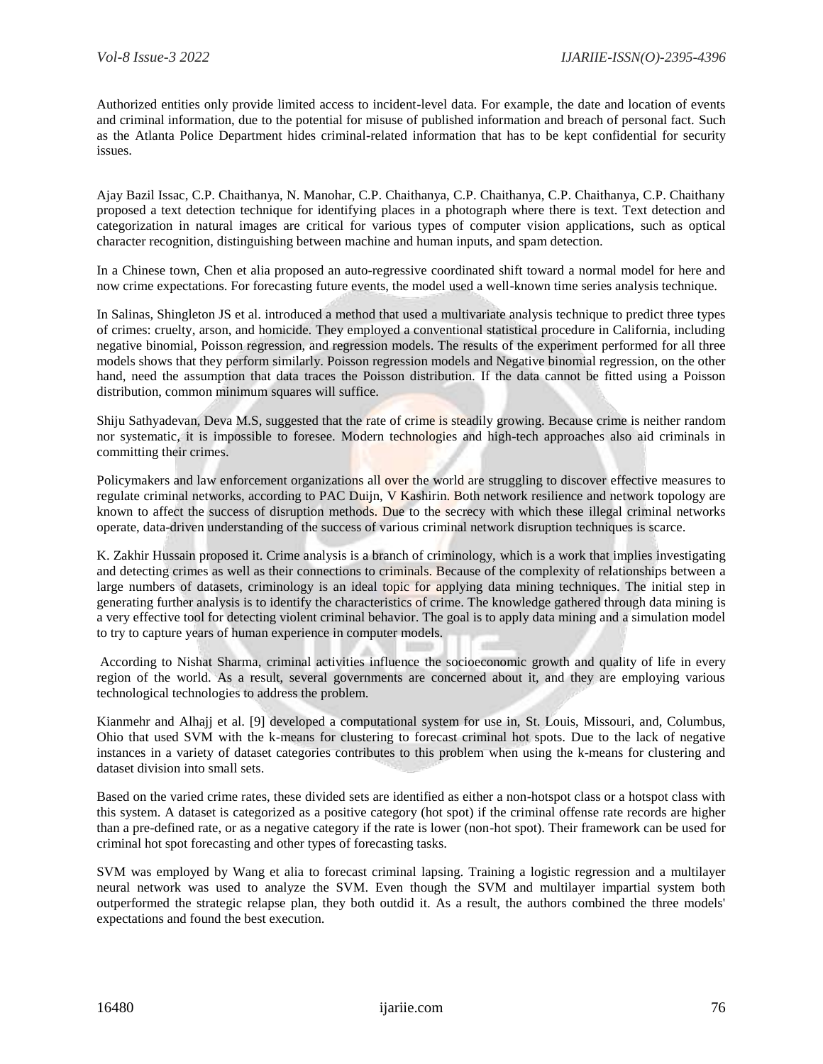Authorized entities only provide limited access to incident-level data. For example, the date and location of events and criminal information, due to the potential for misuse of published information and breach of personal fact. Such as the Atlanta Police Department hides criminal-related information that has to be kept confidential for security issues.

Ajay Bazil Issac, C.P. Chaithanya, N. Manohar, C.P. Chaithanya, C.P. Chaithanya, C.P. Chaithanya, C.P. Chaithany proposed a text detection technique for identifying places in a photograph where there is text. Text detection and categorization in natural images are critical for various types of computer vision applications, such as optical character recognition, distinguishing between machine and human inputs, and spam detection.

In a Chinese town, Chen et alia proposed an auto-regressive coordinated shift toward a normal model for here and now crime expectations. For forecasting future events, the model used a well-known time series analysis technique.

In Salinas, Shingleton JS et al. introduced a method that used a multivariate analysis technique to predict three types of crimes: cruelty, arson, and homicide. They employed a conventional statistical procedure in California, including negative binomial, Poisson regression, and regression models. The results of the experiment performed for all three models shows that they perform similarly. Poisson regression models and Negative binomial regression, on the other hand, need the assumption that data traces the Poisson distribution. If the data cannot be fitted using a Poisson distribution, common minimum squares will suffice.

Shiju Sathyadevan, Deva M.S, suggested that the rate of crime is steadily growing. Because crime is neither random nor systematic, it is impossible to foresee. Modern technologies and high-tech approaches also aid criminals in committing their crimes.

Policymakers and law enforcement organizations all over the world are struggling to discover effective measures to regulate criminal networks, according to PAC Duijn, V Kashirin. Both network resilience and network topology are known to affect the success of disruption methods. Due to the secrecy with which these illegal criminal networks operate, data-driven understanding of the success of various criminal network disruption techniques is scarce.

K. Zakhir Hussain proposed it. Crime analysis is a branch of criminology, which is a work that implies investigating and detecting crimes as well as their connections to criminals. Because of the complexity of relationships between a large numbers of datasets, criminology is an ideal topic for applying data mining techniques. The initial step in generating further analysis is to identify the characteristics of crime. The knowledge gathered through data mining is a very effective tool for detecting violent criminal behavior. The goal is to apply data mining and a simulation model to try to capture years of human experience in computer models.

According to Nishat Sharma, criminal activities influence the socioeconomic growth and quality of life in every region of the world. As a result, several governments are concerned about it, and they are employing various technological technologies to address the problem.

Kianmehr and Alhajj et al. [9] developed a computational system for use in, St. Louis, Missouri, and, Columbus, Ohio that used SVM with the k-means for clustering to forecast criminal hot spots. Due to the lack of negative instances in a variety of dataset categories contributes to this problem when using the k-means for clustering and dataset division into small sets.

Based on the varied crime rates, these divided sets are identified as either a non-hotspot class or a hotspot class with this system. A dataset is categorized as a positive category (hot spot) if the criminal offense rate records are higher than a pre-defined rate, or as a negative category if the rate is lower (non-hot spot). Their framework can be used for criminal hot spot forecasting and other types of forecasting tasks.

SVM was employed by Wang et alia to forecast criminal lapsing. Training a logistic regression and a multilayer neural network was used to analyze the SVM. Even though the SVM and multilayer impartial system both outperformed the strategic relapse plan, they both outdid it. As a result, the authors combined the three models' expectations and found the best execution.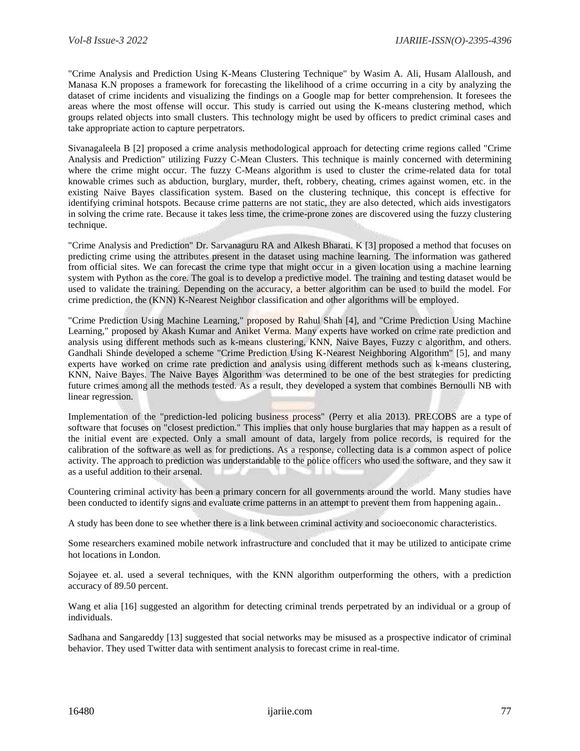"Crime Analysis and Prediction Using K-Means Clustering Technique" by Wasim A. Ali, Husam Alalloush, and Manasa K.N proposes a framework for forecasting the likelihood of a crime occurring in a city by analyzing the dataset of crime incidents and visualizing the findings on a Google map for better comprehension. It foresees the areas where the most offense will occur. This study is carried out using the K-means clustering method, which groups related objects into small clusters. This technology might be used by officers to predict criminal cases and take appropriate action to capture perpetrators.

Sivanagaleela B [2] proposed a crime analysis methodological approach for detecting crime regions called "Crime Analysis and Prediction" utilizing Fuzzy C-Mean Clusters. This technique is mainly concerned with determining where the crime might occur. The fuzzy C-Means algorithm is used to cluster the crime-related data for total knowable crimes such as abduction, burglary, murder, theft, robbery, cheating, crimes against women, etc. in the existing Naive Bayes classification system. Based on the clustering technique, this concept is effective for identifying criminal hotspots. Because crime patterns are not static, they are also detected, which aids investigators in solving the crime rate. Because it takes less time, the crime-prone zones are discovered using the fuzzy clustering technique.

"Crime Analysis and Prediction" Dr. Sarvanaguru RA and Alkesh Bharati. K [3] proposed a method that focuses on predicting crime using the attributes present in the dataset using machine learning. The information was gathered from official sites. We can forecast the crime type that might occur in a given location using a machine learning system with Python as the core. The goal is to develop a predictive model. The training and testing dataset would be used to validate the training. Depending on the accuracy, a better algorithm can be used to build the model. For crime prediction, the (KNN) K-Nearest Neighbor classification and other algorithms will be employed.

"Crime Prediction Using Machine Learning," proposed by Rahul Shah [4], and "Crime Prediction Using Machine Learning," proposed by Akash Kumar and Aniket Verma. Many experts have worked on crime rate prediction and analysis using different methods such as k-means clustering, KNN, Naive Bayes, Fuzzy c algorithm, and others. Gandhali Shinde developed a scheme "Crime Prediction Using K-Nearest Neighboring Algorithm" [5], and many experts have worked on crime rate prediction and analysis using different methods such as k-means clustering, KNN, Naive Bayes. The Naive Bayes Algorithm was determined to be one of the best strategies for predicting future crimes among all the methods tested. As a result, they developed a system that combines Bernoulli NB with linear regression.

Implementation of the "prediction-led policing business process" (Perry et alia 2013). PRECOBS are a type of software that focuses on "closest prediction." This implies that only house burglaries that may happen as a result of the initial event are expected. Only a small amount of data, largely from police records, is required for the calibration of the software as well as for predictions. As a response, collecting data is a common aspect of police activity. The approach to prediction was understandable to the police officers who used the software, and they saw it as a useful addition to their arsenal.

Countering criminal activity has been a primary concern for all governments around the world. Many studies have been conducted to identify signs and evaluate crime patterns in an attempt to prevent them from happening again..

A study has been done to see whether there is a link between criminal activity and socioeconomic characteristics.

Some researchers examined mobile network infrastructure and concluded that it may be utilized to anticipate crime hot locations in London.

Sojayee et. al. used a several techniques, with the KNN algorithm outperforming the others, with a prediction accuracy of 89.50 percent.

Wang et alia [16] suggested an algorithm for detecting criminal trends perpetrated by an individual or a group of individuals.

Sadhana and Sangareddy [13] suggested that social networks may be misused as a prospective indicator of criminal behavior. They used Twitter data with sentiment analysis to forecast crime in real-time.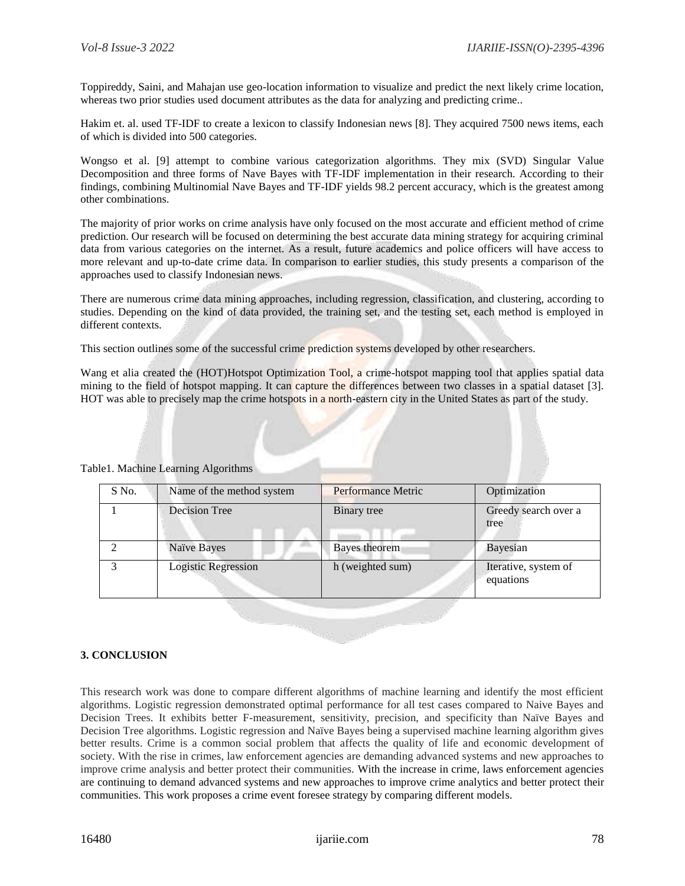Toppireddy, Saini, and Mahajan use geo-location information to visualize and predict the next likely crime location, whereas two prior studies used document attributes as the data for analyzing and predicting crime..

Hakim et. al. used TF-IDF to create a lexicon to classify Indonesian news [8]. They acquired 7500 news items, each of which is divided into 500 categories.

Wongso et al. [9] attempt to combine various categorization algorithms. They mix (SVD) Singular Value Decomposition and three forms of Nave Bayes with TF-IDF implementation in their research. According to their findings, combining Multinomial Nave Bayes and TF-IDF yields 98.2 percent accuracy, which is the greatest among other combinations.

The majority of prior works on crime analysis have only focused on the most accurate and efficient method of crime prediction. Our research will be focused on determining the best accurate data mining strategy for acquiring criminal data from various categories on the internet. As a result, future academics and police officers will have access to more relevant and up-to-date crime data. In comparison to earlier studies, this study presents a comparison of the approaches used to classify Indonesian news.

There are numerous crime data mining approaches, including regression, classification, and clustering, according to studies. Depending on the kind of data provided, the training set, and the testing set, each method is employed in different contexts.

This section outlines some of the successful crime prediction systems developed by other researchers.

Wang et alia created the (HOT)Hotspot Optimization Tool, a crime-hotspot mapping tool that applies spatial data mining to the field of hotspot mapping. It can capture the differences between two classes in a spatial dataset [3]. HOT was able to precisely map the crime hotspots in a north-eastern city in the United States as part of the study.

Table1. Machine Learning Algorithms

| S No. | Name of the method system | Performance Metric | Optimization |
|---|---|---|---|
| 1 | Decision Tree | Binary tree | Greedy search over a tree |
| 2 | Naïve Bayes | Bayes theorem | Bayesian |
| 3 | Logistic Regression | h (weighted sum) | Iterative, system of equations |

**3. CONCLUSION**

This research work was done to compare different algorithms of machine learning and identify the most efficient algorithms. Logistic regression demonstrated optimal performance for all test cases compared to Naive Bayes and Decision Trees. It exhibits better F-measurement, sensitivity, precision, and specificity than Naïve Bayes and Decision Tree algorithms. Logistic regression and Naïve Bayes being a supervised machine learning algorithm gives better results. Crime is a common social problem that affects the quality of life and economic development of society. With the rise in crimes, law enforcement agencies are demanding advanced systems and new approaches to improve crime analysis and better protect their communities. With the increase in crime, laws enforcement agencies are continuing to demand advanced systems and new approaches to improve crime analytics and better protect their communities. This work proposes a crime event foresee strategy by comparing different models.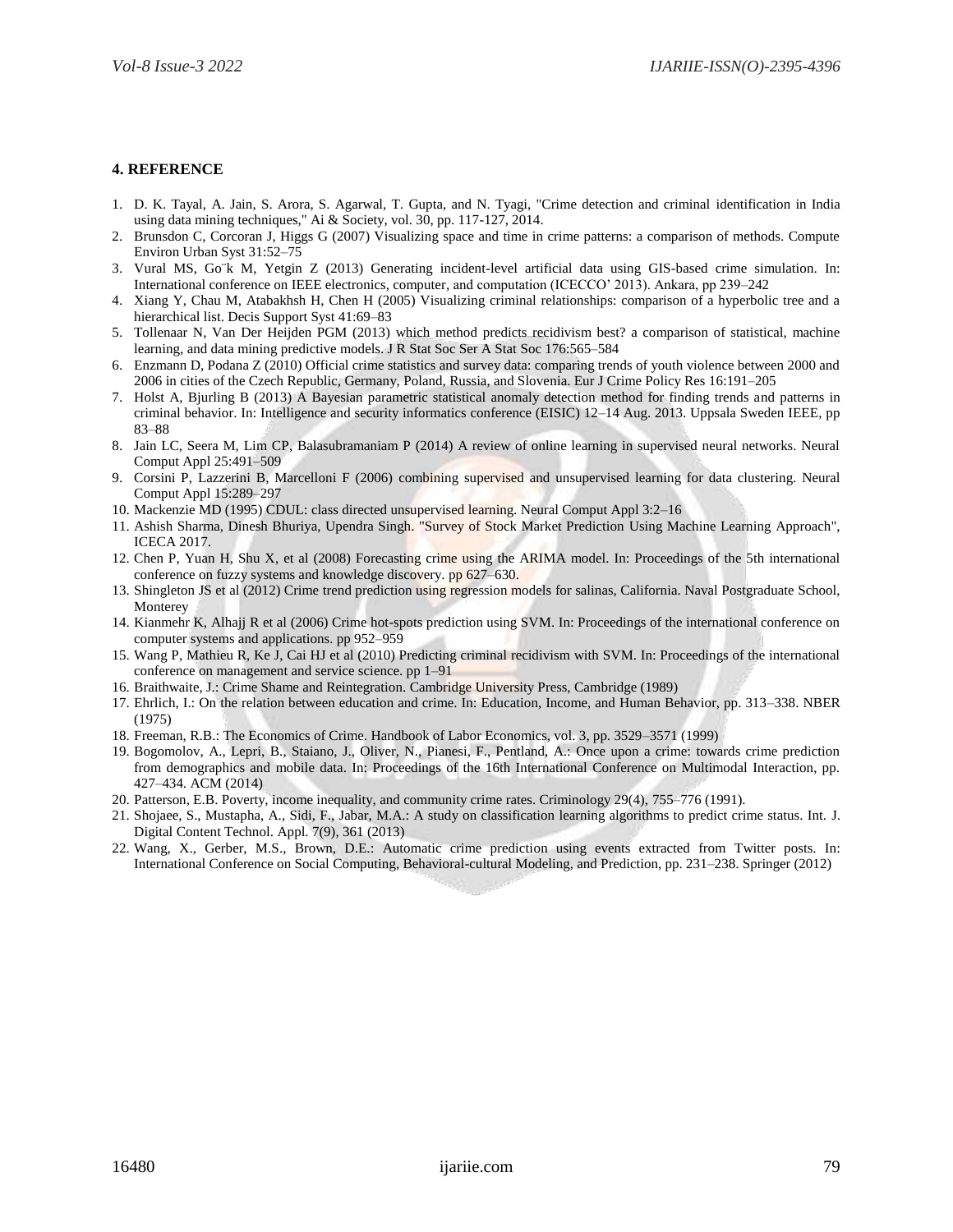#### 4. REFERENCE

1. D. K. Tayal, A. Jain, S. Arora, S. Agarwal, T. Gupta, and N. Tyagi, "Crime detection and criminal identification in India using data mining techniques," Ai & Society, vol. 30, pp. 117-127, 2014.
2. Brunsdon C, Corcoran J, Higgs G (2007) Visualizing space and time in crime patterns: a comparison of methods. Compute Environ Urban Syst 31:52–75
3. Vural MS, Go¨k M, Yetgin Z (2013) Generating incident-level artificial data using GIS-based crime simulation. In: International conference on IEEE electronics, computer, and computation (ICECCO' 2013). Ankara, pp 239–242
4. Xiang Y, Chau M, Atabakhsh H, Chen H (2005) Visualizing criminal relationships: comparison of a hyperbolic tree and a hierarchical list. Decis Support Syst 41:69–83
5. Tollenaar N, Van Der Heijden PGM (2013) which method predicts recidivism best? a comparison of statistical, machine learning, and data mining predictive models. J R Stat Soc Ser A Stat Soc 176:565–584
6. Enzmann D, Podana Z (2010) Official crime statistics and survey data: comparing trends of youth violence between 2000 and 2006 in cities of the Czech Republic, Germany, Poland, Russia, and Slovenia. Eur J Crime Policy Res 16:191–205
7. Holst A, Bjurling B (2013) A Bayesian parametric statistical anomaly detection method for finding trends and patterns in criminal behavior. In: Intelligence and security informatics conference (EISIC) 12–14 Aug. 2013. Uppsala Sweden IEEE, pp 83–88
8. Jain LC, Seera M, Lim CP, Balasubramaniam P (2014) A review of online learning in supervised neural networks. Neural Comput Appl 25:491–509
9. Corsini P, Lazzerini B, Marcelloni F (2006) combining supervised and unsupervised learning for data clustering. Neural Comput Appl 15:289–297
10. Mackenzie MD (1995) CDUL: class directed unsupervised learning. Neural Comput Appl 3:2–16
11. Ashish Sharma, Dinesh Bhuriya, Upendra Singh. "Survey of Stock Market Prediction Using Machine Learning Approach", ICECA 2017.
12. Chen P, Yuan H, Shu X, et al (2008) Forecasting crime using the ARIMA model. In: Proceedings of the 5th international conference on fuzzy systems and knowledge discovery. pp 627–630.
13. Shingleton JS et al (2012) Crime trend prediction using regression models for salinas, California. Naval Postgraduate School, Monterey
14. Kianmehr K, Alhajj R et al (2006) Crime hot-spots prediction using SVM. In: Proceedings of the international conference on computer systems and applications. pp 952–959
15. Wang P, Mathieu R, Ke J, Cai HJ et al (2010) Predicting criminal recidivism with SVM. In: Proceedings of the international conference on management and service science. pp 1–91
16. Braithwaite, J.: Crime Shame and Reintegration. Cambridge University Press, Cambridge (1989)
17. Ehrlich, I.: On the relation between education and crime. In: Education, Income, and Human Behavior, pp. 313–338. NBER (1975)
18. Freeman, R.B.: The Economics of Crime. Handbook of Labor Economics, vol. 3, pp. 3529–3571 (1999)
19. Bogomolov, A., Lepri, B., Staiano, J., Oliver, N., Pianesi, F., Pentland, A.: Once upon a crime: towards crime prediction from demographics and mobile data. In: Proceedings of the 16th International Conference on Multimodal Interaction, pp. 427–434. ACM (2014)
20. Patterson, E.B. Poverty, income inequality, and community crime rates. Criminology 29(4), 755–776 (1991).
21. Shojaee, S., Mustapha, A., Sidi, F., Jabar, M.A.: A study on classification learning algorithms to predict crime status. Int. J. Digital Content Technol. Appl. 7(9), 361 (2013)
22. Wang, X., Gerber, M.S., Brown, D.E.: Automatic crime prediction using events extracted from Twitter posts. In: International Conference on Social Computing, Behavioral-cultural Modeling, and Prediction, pp. 231–238. Springer (2012)